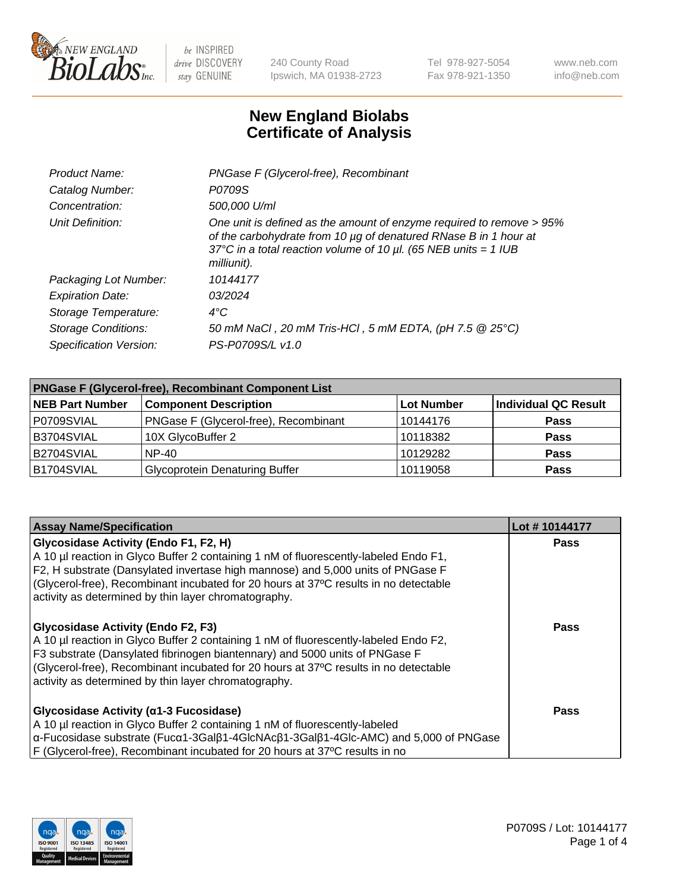# New England Biolabs Certificate of Analysis

| | |
|---|---|
| *Product Name:* | *PNGase F (Glycerol-free), Recombinant* |
| *Catalog Number:* | *P0709S* |
| *Concentration:* | *500,000 U/ml* |
| *Unit Definition:* | *One unit is defined as the amount of enzyme required to remove > 95% of the carbohydrate from 10 µg of denatured RNase B in 1 hour at 37°C in a total reaction volume of 10 µl. (65 NEB units = 1 IUB milliunit).* |
| *Packaging Lot Number:* | *10144177* |
| *Expiration Date:* | *03/2024* |
| *Storage Temperature:* | *4°C* |
| *Storage Conditions:* | *50 mM NaCl , 20 mM Tris-HCl , 5 mM EDTA, (pH 7.5 @ 25°C)* |
| *Specification Version:* | *PS-P0709S/L v1.0* |

| PNGase F (Glycerol-free), Recombinant Component List | | | |
|---|---|---|---|
| **NEB Part Number** | **Component Description** | **Lot Number** | **Individual QC Result** |
| P0709SVIAL | PNGase F (Glycerol-free), Recombinant | 10144176 | **Pass** |
| B3704SVIAL | 10X GlycoBuffer 2 | 10118382 | **Pass** |
| B2704SVIAL | NP-40 | 10129282 | **Pass** |
| B1704SVIAL | Glycoprotein Denaturing Buffer | 10119058 | **Pass** |

| Assay Name/Specification | Lot # 10144177 |
|---|---|
| **Glycosidase Activity (Endo F1, F2, H)**<br>A 10 µl reaction in Glyco Buffer 2 containing 1 nM of fluorescently-labeled Endo F1, F2, H substrate (Dansylated invertase high mannose) and 5,000 units of PNGase F (Glycerol-free), Recombinant incubated for 20 hours at 37ºC results in no detectable activity as determined by thin layer chromatography. | **Pass** |
| **Glycosidase Activity (Endo F2, F3)**<br>A 10 µl reaction in Glyco Buffer 2 containing 1 nM of fluorescently-labeled Endo F2, F3 substrate (Dansylated fibrinogen biantennary) and 5000 units of PNGase F (Glycerol-free), Recombinant incubated for 20 hours at 37ºC results in no detectable activity as determined by thin layer chromatography. | **Pass** |
| **Glycosidase Activity (α1-3 Fucosidase)**<br>A 10 µl reaction in Glyco Buffer 2 containing 1 nM of fluorescently-labeled α-Fucosidase substrate (Fucα1-3Galβ1-4GlcNAcβ1-3Galβ1-4Glc-AMC) and 5,000 of PNGase F (Glycerol-free), Recombinant incubated for 20 hours at 37ºC results in no | **Pass** |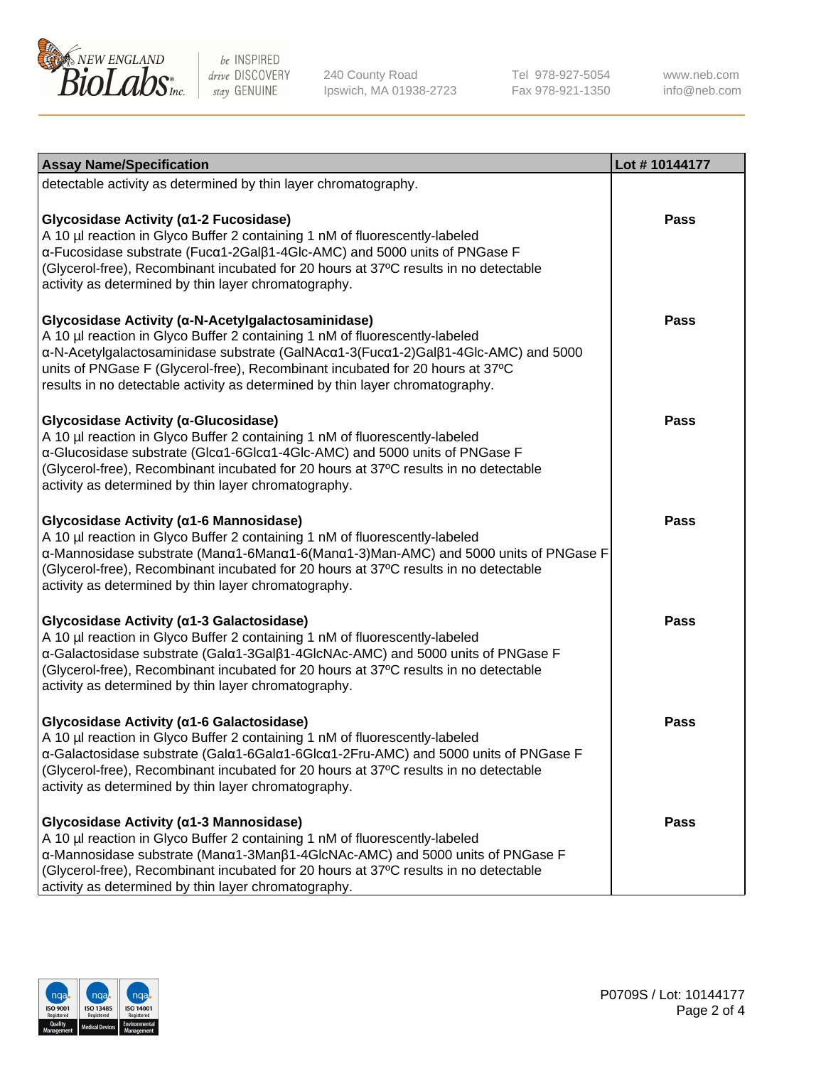| Assay Name/Specification | Lot # 10144177 |
| --- | --- |
| detectable activity as determined by thin layer chromatography. | |
| **Glycosidase Activity (α1-2 Fucosidase)**<br>A 10 µl reaction in Glyco Buffer 2 containing 1 nM of fluorescently-labeled α-Fucosidase substrate (Fucα1-2Galβ1-4Glc-AMC) and 5000 units of PNGase F (Glycerol-free), Recombinant incubated for 20 hours at 37ºC results in no detectable activity as determined by thin layer chromatography. | Pass |
| **Glycosidase Activity (α-N-Acetylgalactosaminidase)**<br>A 10 µl reaction in Glyco Buffer 2 containing 1 nM of fluorescently-labeled α-N-Acetylgalactosaminidase substrate (GalNAcα1-3(Fucα1-2)Galβ1-4Glc-AMC) and 5000 units of PNGase F (Glycerol-free), Recombinant incubated for 20 hours at 37ºC results in no detectable activity as determined by thin layer chromatography. | Pass |
| **Glycosidase Activity (α-Glucosidase)**<br>A 10 µl reaction in Glyco Buffer 2 containing 1 nM of fluorescently-labeled α-Glucosidase substrate (Glcα1-6Glcα1-4Glc-AMC) and 5000 units of PNGase F (Glycerol-free), Recombinant incubated for 20 hours at 37ºC results in no detectable activity as determined by thin layer chromatography. | Pass |
| **Glycosidase Activity (α1-6 Mannosidase)**<br>A 10 µl reaction in Glyco Buffer 2 containing 1 nM of fluorescently-labeled α-Mannosidase substrate (Manα1-6Manα1-6(Manα1-3)Man-AMC) and 5000 units of PNGase F (Glycerol-free), Recombinant incubated for 20 hours at 37ºC results in no detectable activity as determined by thin layer chromatography. | Pass |
| **Glycosidase Activity (α1-3 Galactosidase)**<br>A 10 µl reaction in Glyco Buffer 2 containing 1 nM of fluorescently-labeled α-Galactosidase substrate (Galα1-3Galβ1-4GlcNAc-AMC) and 5000 units of PNGase F (Glycerol-free), Recombinant incubated for 20 hours at 37ºC results in no detectable activity as determined by thin layer chromatography. | Pass |
| **Glycosidase Activity (α1-6 Galactosidase)**<br>A 10 µl reaction in Glyco Buffer 2 containing 1 nM of fluorescently-labeled α-Galactosidase substrate (Galα1-6Galα1-6Glcα1-2Fru-AMC) and 5000 units of PNGase F (Glycerol-free), Recombinant incubated for 20 hours at 37ºC results in no detectable activity as determined by thin layer chromatography. | Pass |
| **Glycosidase Activity (α1-3 Mannosidase)**<br>A 10 µl reaction in Glyco Buffer 2 containing 1 nM of fluorescently-labeled α-Mannosidase substrate (Manα1-3Manβ1-4GlcNAc-AMC) and 5000 units of PNGase F (Glycerol-free), Recombinant incubated for 20 hours at 37ºC results in no detectable activity as determined by thin layer chromatography. | Pass |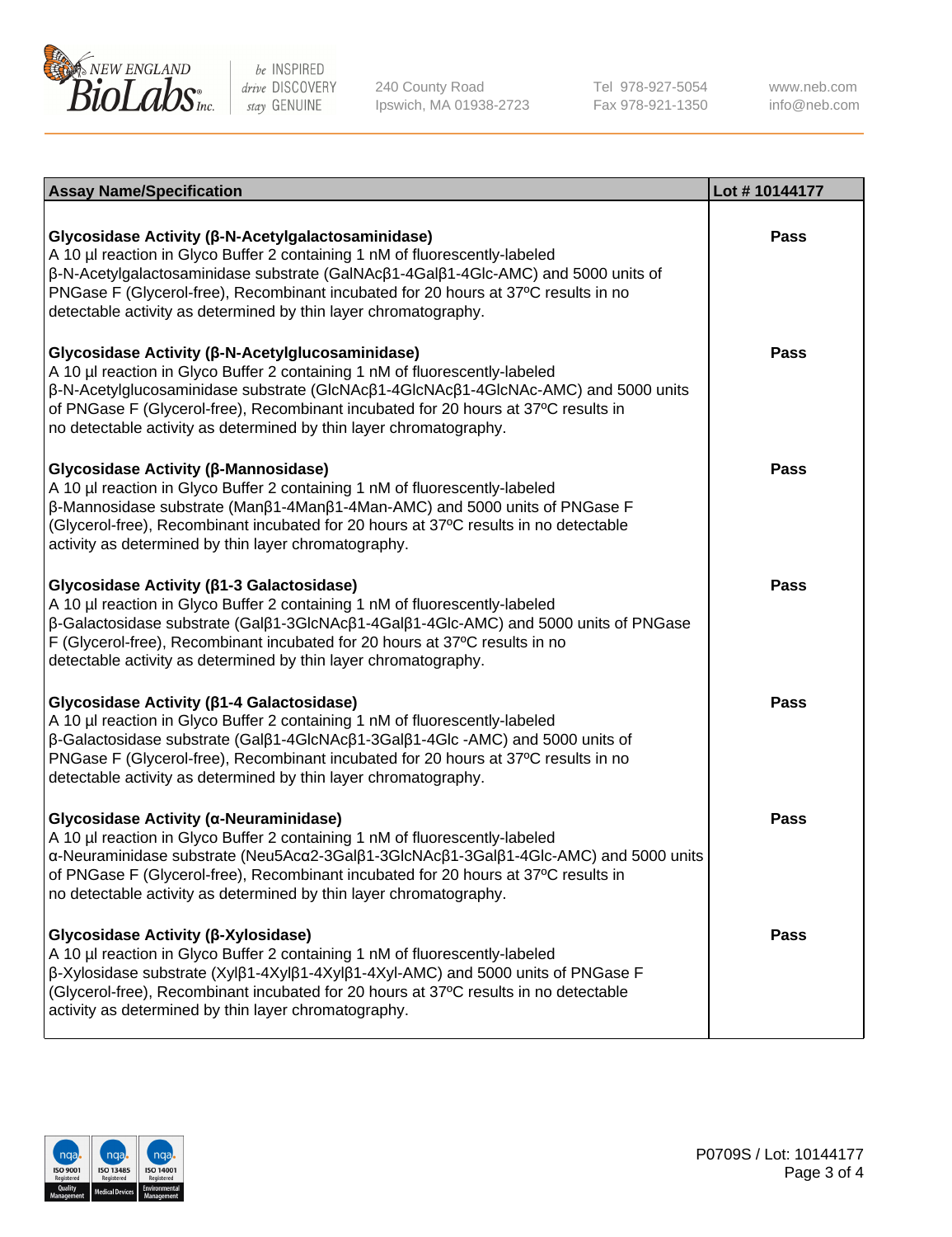| Assay Name/Specification | Lot # 10144177 |
|---|---|
| **Glycosidase Activity (β-N-Acetylgalactosaminidase)**<br>A 10 µl reaction in Glyco Buffer 2 containing 1 nM of fluorescently-labeled β-N-Acetylgalactosaminidase substrate (GalNAcβ1-4Galβ1-4Glc-AMC) and 5000 units of PNGase F (Glycerol-free), Recombinant incubated for 20 hours at 37ºC results in no detectable activity as determined by thin layer chromatography. | Pass |
| **Glycosidase Activity (β-N-Acetylglucosaminidase)**<br>A 10 µl reaction in Glyco Buffer 2 containing 1 nM of fluorescently-labeled β-N-Acetylglucosaminidase substrate (GlcNAcβ1-4GlcNAcβ1-4GlcNAc-AMC) and 5000 units of PNGase F (Glycerol-free), Recombinant incubated for 20 hours at 37ºC results in no detectable activity as determined by thin layer chromatography. | Pass |
| **Glycosidase Activity (β-Mannosidase)**<br>A 10 µl reaction in Glyco Buffer 2 containing 1 nM of fluorescently-labeled β-Mannosidase substrate (Manβ1-4Manβ1-4Man-AMC) and 5000 units of PNGase F (Glycerol-free), Recombinant incubated for 20 hours at 37ºC results in no detectable activity as determined by thin layer chromatography. | Pass |
| **Glycosidase Activity (β1-3 Galactosidase)**<br>A 10 µl reaction in Glyco Buffer 2 containing 1 nM of fluorescently-labeled β-Galactosidase substrate (Galβ1-3GlcNAcβ1-4Galβ1-4Glc-AMC) and 5000 units of PNGase F (Glycerol-free), Recombinant incubated for 20 hours at 37ºC results in no detectable activity as determined by thin layer chromatography. | Pass |
| **Glycosidase Activity (β1-4 Galactosidase)**<br>A 10 µl reaction in Glyco Buffer 2 containing 1 nM of fluorescently-labeled β-Galactosidase substrate (Galβ1-4GlcNAcβ1-3Galβ1-4Glc -AMC) and 5000 units of PNGase F (Glycerol-free), Recombinant incubated for 20 hours at 37ºC results in no detectable activity as determined by thin layer chromatography. | Pass |
| **Glycosidase Activity (α-Neuraminidase)**<br>A 10 µl reaction in Glyco Buffer 2 containing 1 nM of fluorescently-labeled α-Neuraminidase substrate (Neu5Acα2-3Galβ1-3GlcNAcβ1-3Galβ1-4Glc-AMC) and 5000 units of PNGase F (Glycerol-free), Recombinant incubated for 20 hours at 37ºC results in no detectable activity as determined by thin layer chromatography. | Pass |
| **Glycosidase Activity (β-Xylosidase)**<br>A 10 µl reaction in Glyco Buffer 2 containing 1 nM of fluorescently-labeled β-Xylosidase substrate (Xylβ1-4Xylβ1-4Xylβ1-4Xyl-AMC) and 5000 units of PNGase F (Glycerol-free), Recombinant incubated for 20 hours at 37ºC results in no detectable activity as determined by thin layer chromatography. | Pass |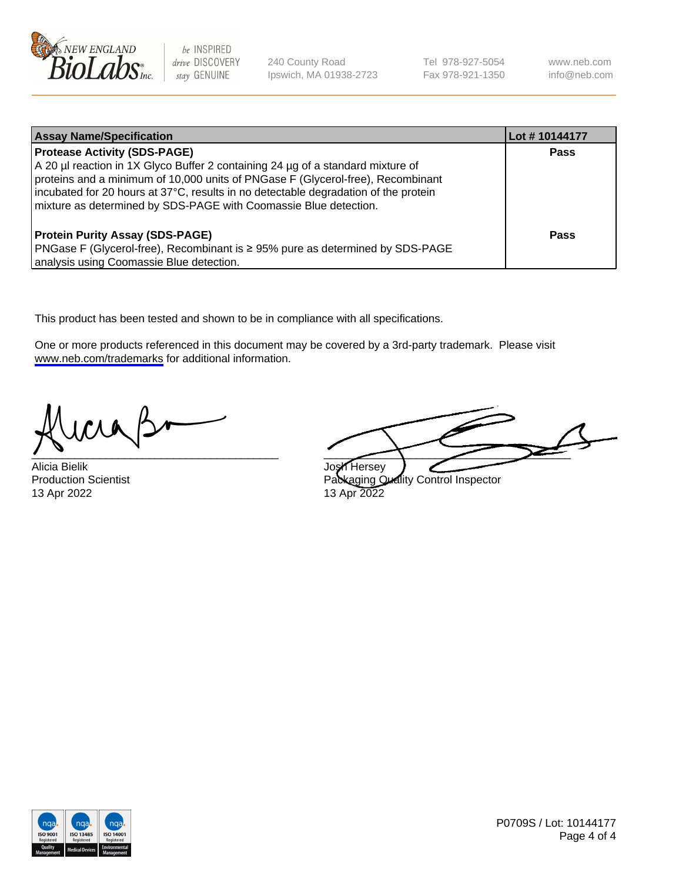240 County Road
Ipswich, MA 01938-2723

Tel 978-927-5054
Fax 978-921-1350

www.neb.com
info@neb.com

| Assay Name/Specification | Lot # 10144177 |
|---|---|
| **Protease Activity (SDS-PAGE)**<br>A 20 µl reaction in 1X Glyco Buffer 2 containing 24 µg of a standard mixture of proteins and a minimum of 10,000 units of PNGase F (Glycerol-free), Recombinant incubated for 20 hours at 37°C, results in no detectable degradation of the protein mixture as determined by SDS-PAGE with Coomassie Blue detection. | **Pass** |
| **Protein Purity Assay (SDS-PAGE)**<br>PNGase F (Glycerol-free), Recombinant is ≥ 95% pure as determined by SDS-PAGE analysis using Coomassie Blue detection. | **Pass** |

This product has been tested and shown to be in compliance with all specifications.

One or more products referenced in this document may be covered by a 3rd-party trademark. Please visit www.neb.com/trademarks for additional information.

Alicia Bielik
Production Scientist
13 Apr 2022

Josh Hersey
Packaging Quality Control Inspector
13 Apr 2022

P0709S / Lot: 10144177